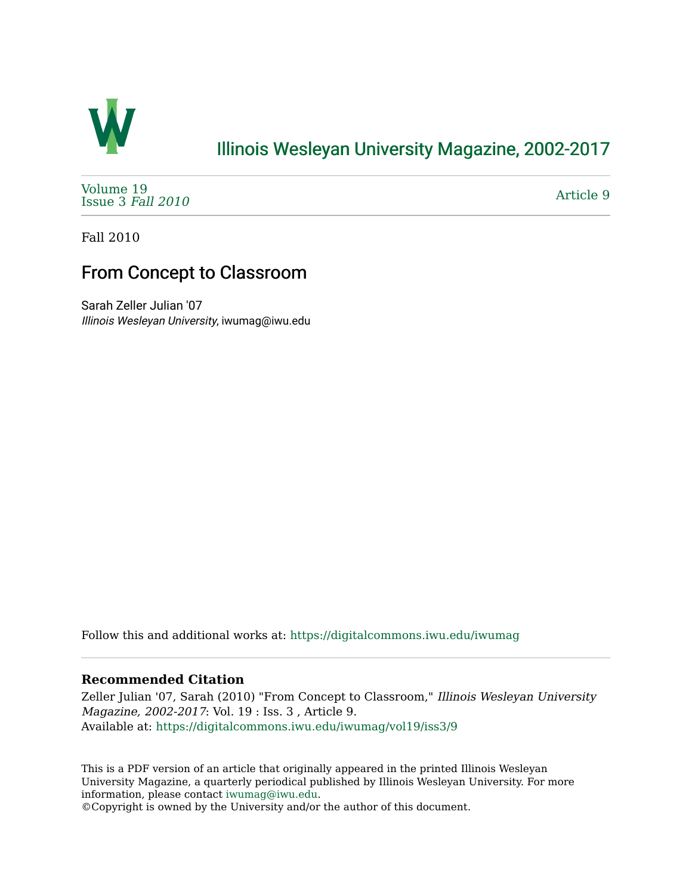# Illinois Wesleyan University Magazine, 2002-2017

Volume 19
Issue 3 *Fall 2010*

Article 9

Fall 2010

## From Concept to Classroom

Sarah Zeller Julian '07
*Illinois Wesleyan University*, iwumag@iwu.edu

Follow this and additional works at: https://digitalcommons.iwu.edu/iwumag

### Recommended Citation

Zeller Julian '07, Sarah (2010) "From Concept to Classroom," *Illinois Wesleyan University Magazine, 2002-2017*: Vol. 19 : Iss. 3 , Article 9.
Available at: https://digitalcommons.iwu.edu/iwumag/vol19/iss3/9

This is a PDF version of an article that originally appeared in the printed Illinois Wesleyan University Magazine, a quarterly periodical published by Illinois Wesleyan University. For more information, please contact iwumag@iwu.edu.
©Copyright is owned by the University and/or the author of this document.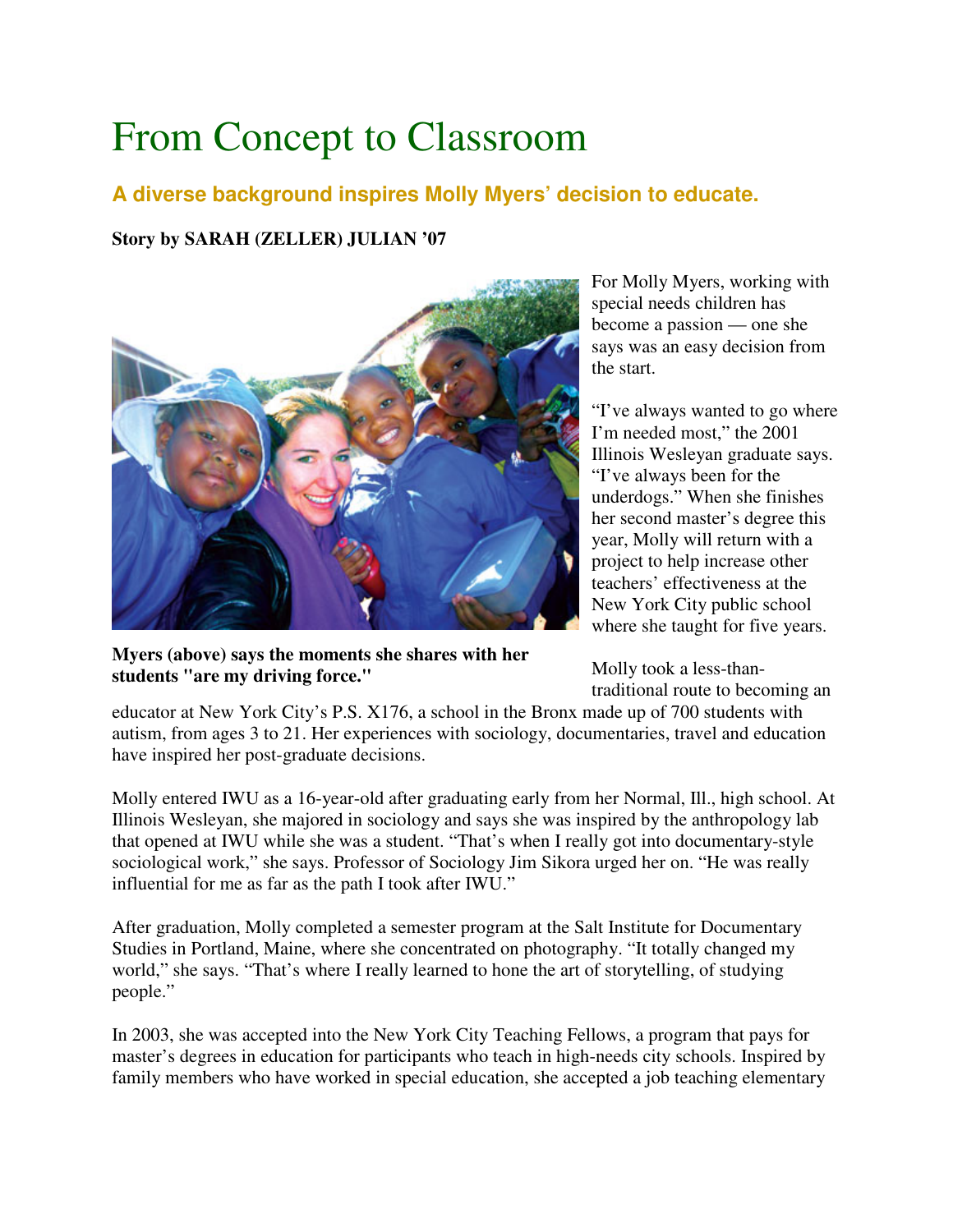# From Concept to Classroom

### A diverse background inspires Molly Myers' decision to educate.

**Story by SARAH (ZELLER) JULIAN '07**

**Myers (above) says the moments she shares with her students "are my driving force."**

For Molly Myers, working with special needs children has become a passion — one she says was an easy decision from the start.

"I've always wanted to go where I'm needed most," the 2001 Illinois Wesleyan graduate says. "I've always been for the underdogs." When she finishes her second master's degree this year, Molly will return with a project to help increase other teachers' effectiveness at the New York City public school where she taught for five years.

Molly took a less-than-traditional route to becoming an educator at New York City's P.S. X176, a school in the Bronx made up of 700 students with autism, from ages 3 to 21. Her experiences with sociology, documentaries, travel and education have inspired her post-graduate decisions.

Molly entered IWU as a 16-year-old after graduating early from her Normal, Ill., high school. At Illinois Wesleyan, she majored in sociology and says she was inspired by the anthropology lab that opened at IWU while she was a student. "That's when I really got into documentary-style sociological work," she says. Professor of Sociology Jim Sikora urged her on. "He was really influential for me as far as the path I took after IWU."

After graduation, Molly completed a semester program at the Salt Institute for Documentary Studies in Portland, Maine, where she concentrated on photography. "It totally changed my world," she says. "That's where I really learned to hone the art of storytelling, of studying people."

In 2003, she was accepted into the New York City Teaching Fellows, a program that pays for master's degrees in education for participants who teach in high-needs city schools. Inspired by family members who have worked in special education, she accepted a job teaching elementary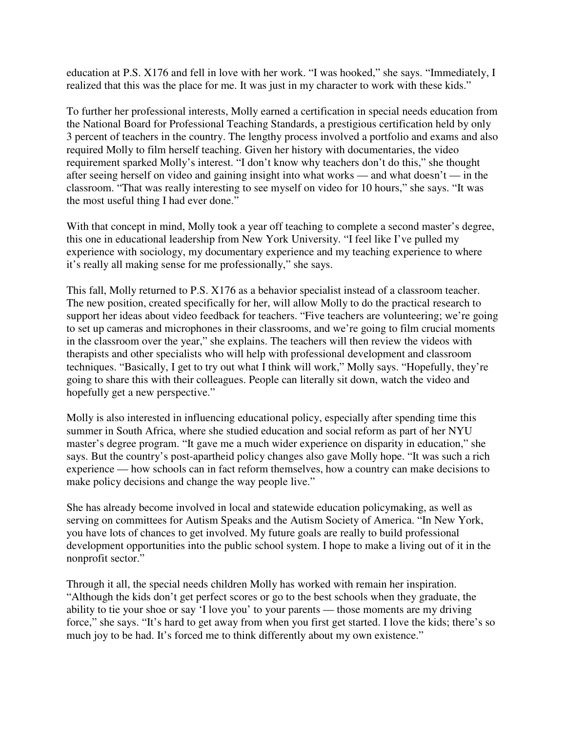education at P.S. X176 and fell in love with her work. “I was hooked,” she says. “Immediately, I realized that this was the place for me. It was just in my character to work with these kids.”

To further her professional interests, Molly earned a certification in special needs education from the National Board for Professional Teaching Standards, a prestigious certification held by only 3 percent of teachers in the country. The lengthy process involved a portfolio and exams and also required Molly to film herself teaching. Given her history with documentaries, the video requirement sparked Molly’s interest. “I don’t know why teachers don’t do this,” she thought after seeing herself on video and gaining insight into what works — and what doesn’t — in the classroom. “That was really interesting to see myself on video for 10 hours,” she says. “It was the most useful thing I had ever done.”

With that concept in mind, Molly took a year off teaching to complete a second master’s degree, this one in educational leadership from New York University. “I feel like I’ve pulled my experience with sociology, my documentary experience and my teaching experience to where it’s really all making sense for me professionally,” she says.

This fall, Molly returned to P.S. X176 as a behavior specialist instead of a classroom teacher. The new position, created specifically for her, will allow Molly to do the practical research to support her ideas about video feedback for teachers. “Five teachers are volunteering; we’re going to set up cameras and microphones in their classrooms, and we’re going to film crucial moments in the classroom over the year,” she explains. The teachers will then review the videos with therapists and other specialists who will help with professional development and classroom techniques. “Basically, I get to try out what I think will work,” Molly says. “Hopefully, they’re going to share this with their colleagues. People can literally sit down, watch the video and hopefully get a new perspective.”

Molly is also interested in influencing educational policy, especially after spending time this summer in South Africa, where she studied education and social reform as part of her NYU master’s degree program. “It gave me a much wider experience on disparity in education,” she says. But the country’s post-apartheid policy changes also gave Molly hope. “It was such a rich experience — how schools can in fact reform themselves, how a country can make decisions to make policy decisions and change the way people live.”

She has already become involved in local and statewide education policymaking, as well as serving on committees for Autism Speaks and the Autism Society of America. “In New York, you have lots of chances to get involved. My future goals are really to build professional development opportunities into the public school system. I hope to make a living out of it in the nonprofit sector.”

Through it all, the special needs children Molly has worked with remain her inspiration. “Although the kids don’t get perfect scores or go to the best schools when they graduate, the ability to tie your shoe or say ‘I love you’ to your parents — those moments are my driving force,” she says. “It’s hard to get away from when you first get started. I love the kids; there’s so much joy to be had. It’s forced me to think differently about my own existence.”